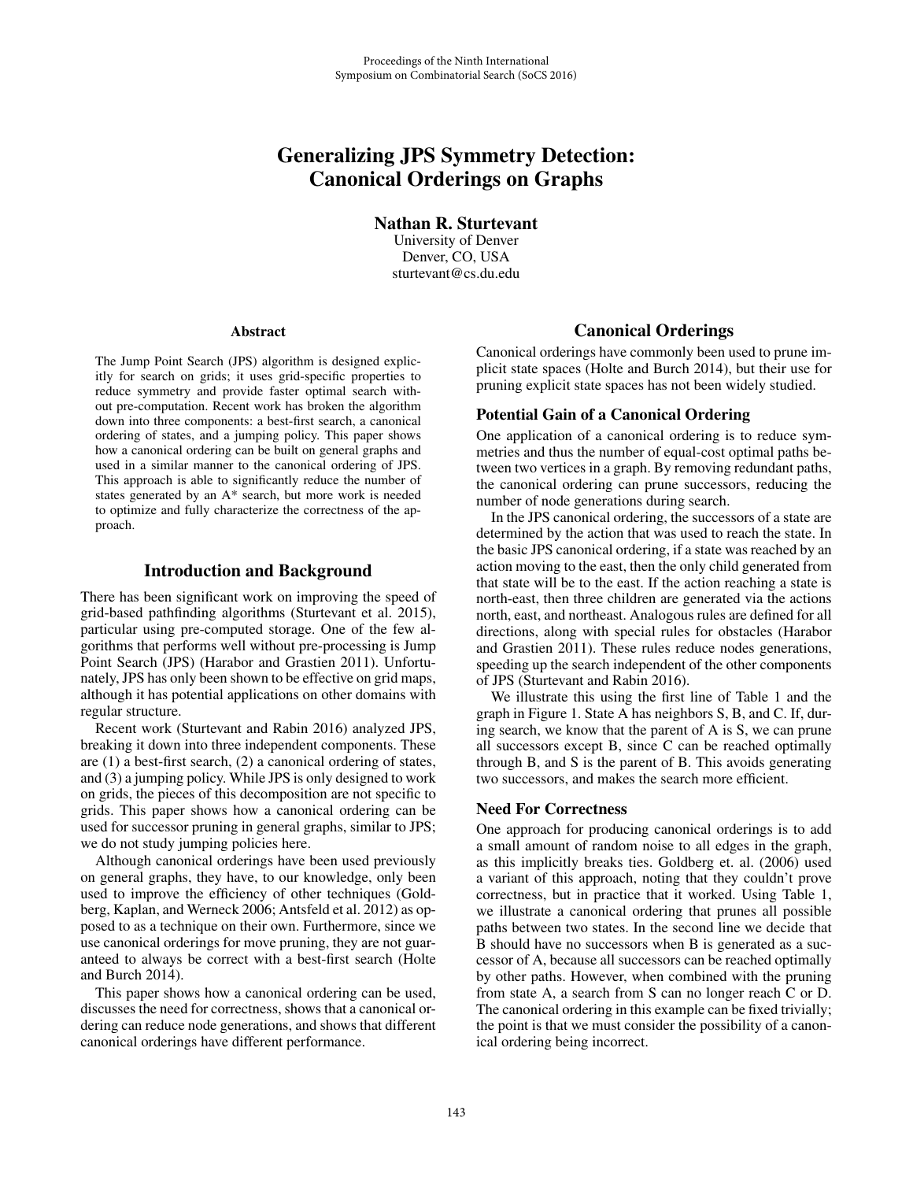# Generalizing JPS Symmetry Detection: Canonical Orderings on Graphs

**Nathan R. Sturtevant**
University of Denver
Denver, CO, USA
sturtevant@cs.du.edu

### Abstract

The Jump Point Search (JPS) algorithm is designed explicitly for search on grids; it uses grid-specific properties to reduce symmetry and provide faster optimal search without pre-computation. Recent work has broken the algorithm down into three components: a best-first search, a canonical ordering of states, and a jumping policy. This paper shows how a canonical ordering can be built on general graphs and used in a similar manner to the canonical ordering of JPS. This approach is able to significantly reduce the number of states generated by an A* search, but more work is needed to optimize and fully characterize the correctness of the approach.

## Introduction and Background

There has been significant work on improving the speed of grid-based pathfinding algorithms (Sturtevant et al. 2015), particular using pre-computed storage. One of the few algorithms that performs well without pre-processing is Jump Point Search (JPS) (Harabor and Grastien 2011). Unfortunately, JPS has only been shown to be effective on grid maps, although it has potential applications on other domains with regular structure.

Recent work (Sturtevant and Rabin 2016) analyzed JPS, breaking it down into three independent components. These are (1) a best-first search, (2) a canonical ordering of states, and (3) a jumping policy. While JPS is only designed to work on grids, the pieces of this decomposition are not specific to grids. This paper shows how a canonical ordering can be used for successor pruning in general graphs, similar to JPS; we do not study jumping policies here.

Although canonical orderings have been used previously on general graphs, they have, to our knowledge, only been used to improve the efficiency of other techniques (Goldberg, Kaplan, and Werneck 2006; Antsfeld et al. 2012) as opposed to as a technique on their own. Furthermore, since we use canonical orderings for move pruning, they are not guaranteed to always be correct with a best-first search (Holte and Burch 2014).

This paper shows how a canonical ordering can be used, discusses the need for correctness, shows that a canonical ordering can reduce node generations, and shows that different canonical orderings have different performance.

## Canonical Orderings

Canonical orderings have commonly been used to prune implicit state spaces (Holte and Burch 2014), but their use for pruning explicit state spaces has not been widely studied.

### Potential Gain of a Canonical Ordering

One application of a canonical ordering is to reduce symmetries and thus the number of equal-cost optimal paths between two vertices in a graph. By removing redundant paths, the canonical ordering can prune successors, reducing the number of node generations during search.

In the JPS canonical ordering, the successors of a state are determined by the action that was used to reach the state. In the basic JPS canonical ordering, if a state was reached by an action moving to the east, then the only child generated from that state will be to the east. If the action reaching a state is north-east, then three children are generated via the actions north, east, and northeast. Analogous rules are defined for all directions, along with special rules for obstacles (Harabor and Grastien 2011). These rules reduce nodes generations, speeding up the search independent of the other components of JPS (Sturtevant and Rabin 2016).

We illustrate this using the first line of Table 1 and the graph in Figure 1. State A has neighbors S, B, and C. If, during search, we know that the parent of A is S, we can prune all successors except B, since C can be reached optimally through B, and S is the parent of B. This avoids generating two successors, and makes the search more efficient.

### Need For Correctness

One approach for producing canonical orderings is to add a small amount of random noise to all edges in the graph, as this implicitly breaks ties. Goldberg et. al. (2006) used a variant of this approach, noting that they couldn't prove correctness, but in practice that it worked. Using Table 1, we illustrate a canonical ordering that prunes all possible paths between two states. In the second line we decide that B should have no successors when B is generated as a successor of A, because all successors can be reached optimally by other paths. However, when combined with the pruning from state A, a search from S can no longer reach C or D. The canonical ordering in this example can be fixed trivially; the point is that we must consider the possibility of a canonical ordering being incorrect.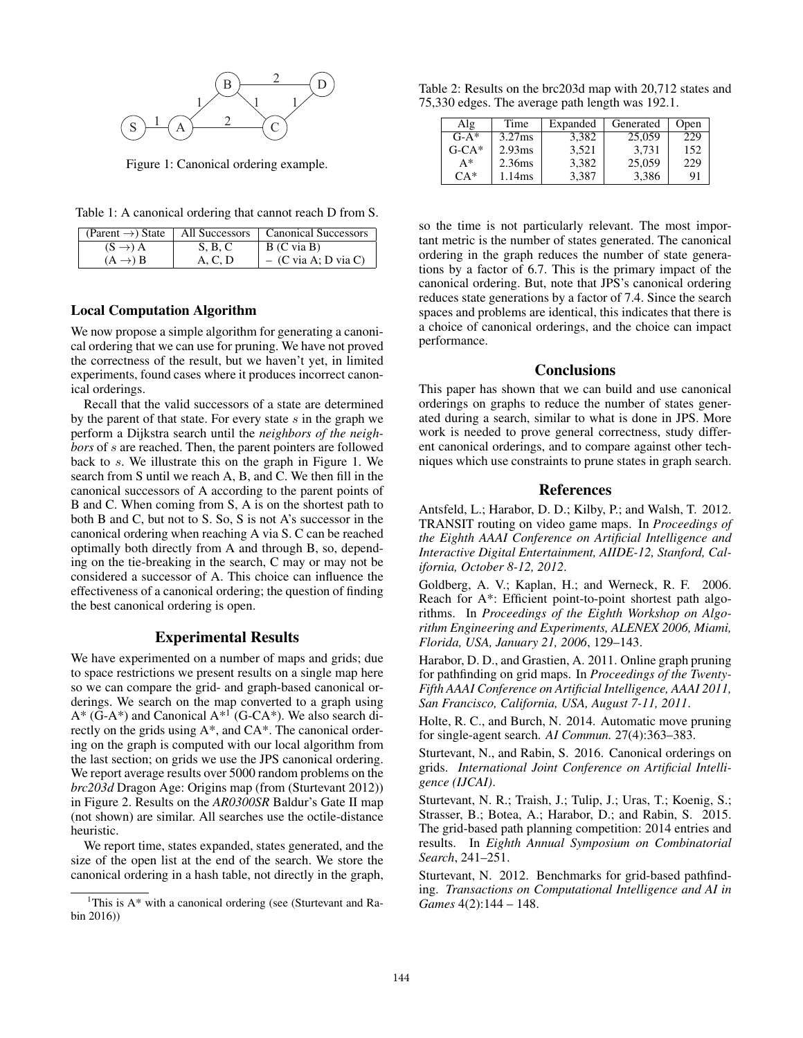Figure 1: Canonical ordering example.

Table 1: A canonical ordering that cannot reach D from S.

| (Parent →) State | All Successors | Canonical Successors |
|---|---|---|
| (S →) A | S, B, C | B (C via B) |
| (A →) B | A, C, D | – (C via A; D via C) |

### Local Computation Algorithm

We now propose a simple algorithm for generating a canonical ordering that we can use for pruning. We have not proved the correctness of the result, but we haven't yet, in limited experiments, found cases where it produces incorrect canonical orderings.

Recall that the valid successors of a state are determined by the parent of that state. For every state $s$ in the graph we perform a Dijkstra search until the *neighbors of the neighbors* of $s$ are reached. Then, the parent pointers are followed back to $s$. We illustrate this on the graph in Figure 1. We search from S until we reach A, B, and C. We then fill in the canonical successors of A according to the parent points of B and C. When coming from S, A is on the shortest path to both B and C, but not to S. So, S is not A's successor in the canonical ordering when reaching A via S. C can be reached optimally both directly from A and through B, so, depending on the tie-breaking in the search, C may or may not be considered a successor of A. This choice can influence the effectiveness of a canonical ordering; the question of finding the best canonical ordering is open.

## Experimental Results

We have experimented on a number of maps and grids; due to space restrictions we present results on a single map here so we can compare the grid- and graph-based canonical orderings. We search on the map converted to a graph using A* (G-A*) and Canonical A*[1] (G-CA*). We also search directly on the grids using A*, and CA*. The canonical ordering on the graph is computed with our local algorithm from the last section; on grids we use the JPS canonical ordering. We report average results over 5000 random problems on the *brc203d* Dragon Age: Origins map (from (Sturtevant 2012)) in Figure 2. Results on the *AR0300SR* Baldur's Gate II map (not shown) are similar. All searches use the octile-distance heuristic.

We report time, states expanded, states generated, and the size of the open list at the end of the search. We store the canonical ordering in a hash table, not directly in the graph, so the time is not particularly relevant. The most important metric is the number of states generated. The canonical ordering in the graph reduces the number of state generations by a factor of 6.7. This is the primary impact of the canonical ordering. But, note that JPS's canonical ordering reduces state generations by a factor of 7.4. Since the search spaces and problems are identical, this indicates that there is a choice of canonical orderings, and the choice can impact performance.

[1] This is A* with a canonical ordering (see (Sturtevant and Rabin 2016))

Table 2: Results on the brc203d map with 20,712 states and 75,330 edges. The average path length was 192.1.

| Alg | Time | Expanded | Generated | Open |
|---|---|---|---|---|
| G-A* | 3.27ms | 3,382 | 25,059 | 229 |
| G-CA* | 2.93ms | 3,521 | 3,731 | 152 |
| A* | 2.36ms | 3,382 | 25,059 | 229 |
| CA* | 1.14ms | 3,387 | 3,386 | 91 |

## Conclusions

This paper has shown that we can build and use canonical orderings on graphs to reduce the number of states generated during a search, similar to what is done in JPS. More work is needed to prove general correctness, study different canonical orderings, and to compare against other techniques which use constraints to prune states in graph search.

## References

Antsfeld, L.; Harabor, D. D.; Kilby, P.; and Walsh, T. 2012. TRANSIT routing on video game maps. In *Proceedings of the Eighth AAAI Conference on Artificial Intelligence and Interactive Digital Entertainment, AIIDE-12, Stanford, California, October 8-12, 2012*.

Goldberg, A. V.; Kaplan, H.; and Werneck, R. F. 2006. Reach for A*: Efficient point-to-point shortest path algorithms. In *Proceedings of the Eighth Workshop on Algorithm Engineering and Experiments, ALENEX 2006, Miami, Florida, USA, January 21, 2006*, 129–143.

Harabor, D. D., and Grastien, A. 2011. Online graph pruning for pathfinding on grid maps. In *Proceedings of the Twenty-Fifth AAAI Conference on Artificial Intelligence, AAAI 2011, San Francisco, California, USA, August 7-11, 2011*.

Holte, R. C., and Burch, N. 2014. Automatic move pruning for single-agent search. *AI Commun.* 27(4):363–383.

Sturtevant, N., and Rabin, S. 2016. Canonical orderings on grids. *International Joint Conference on Artificial Intelligence (IJCAI)*.

Sturtevant, N. R.; Traish, J.; Tulip, J.; Uras, T.; Koenig, S.; Strasser, B.; Botea, A.; Harabor, D.; and Rabin, S. 2015. The grid-based path planning competition: 2014 entries and results. In *Eighth Annual Symposium on Combinatorial Search*, 241–251.

Sturtevant, N. 2012. Benchmarks for grid-based pathfinding. *Transactions on Computational Intelligence and AI in Games* 4(2):144 – 148.